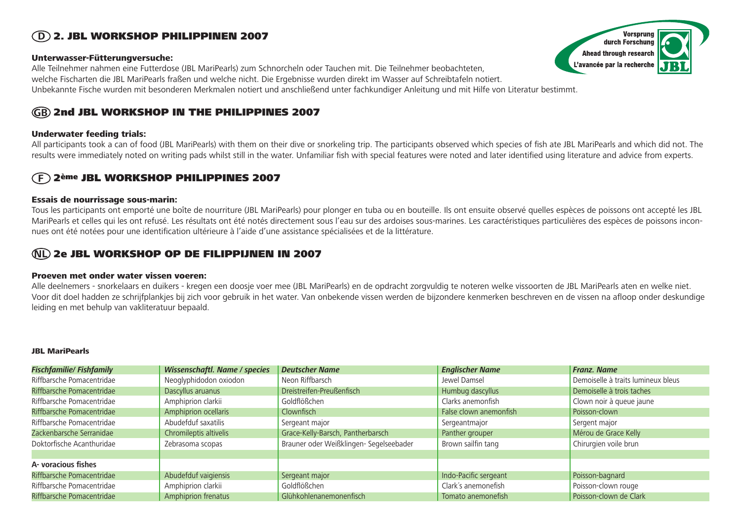## (D) 2. JBL WORKSHOP PHILIPPINEN 2007

Vorsprung durch Forschung
Ahead through research
L'avancée par la recherche

### Unterwasser-Fütterungversuche:

Alle Teilnehmer nahmen eine Futterdose (JBL MariPearls) zum Schnorcheln oder Tauchen mit. Die Teilnehmer beobachteten, welche Fischarten die JBL MariPearls fraßen und welche nicht. Die Ergebnisse wurden direkt im Wasser auf Schreibtafeln notiert. Unbekannte Fische wurden mit besonderen Merkmalen notiert und anschließend unter fachkundiger Anleitung und mit Hilfe von Literatur bestimmt.

## (GB) 2nd JBL WORKSHOP IN THE PHILIPPINES 2007

### Underwater feeding trials:

All participants took a can of food (JBL MariPearls) with them on their dive or snorkeling trip. The participants observed which species of fish ate JBL MariPearls and which did not. The results were immediately noted on writing pads whilst still in the water. Unfamiliar fish with special features were noted and later identified using literature and advice from experts.

## (F) 2ème JBL WORKSHOP PHILIPPINES 2007

### Essais de nourrissage sous-marin:

Tous les participants ont emporté une boîte de nourriture (JBL MariPearls) pour plonger en tuba ou en bouteille. Ils ont ensuite observé quelles espèces de poissons ont accepté les JBL MariPearls et celles qui les ont refusé. Les résultats ont été notés directement sous l'eau sur des ardoises sous-marines. Les caractéristiques particulières des espèces de poissons inconnues ont été notées pour une identification ultérieure à l'aide d'une assistance spécialisées et de la littérature.

## (NL) 2e JBL WORKSHOP OP DE FILIPPIJNEN IN 2007

### Proeven met onder water vissen voeren:

Alle deelnemers - snorkelaars en duikers - kregen een doosje voer mee (JBL MariPearls) en de opdracht zorgvuldig te noteren welke vissoorten de JBL MariPearls aten en welke niet. Voor dit doel hadden ze schrijfplankjes bij zich voor gebruik in het water. Van onbekende vissen werden de bijzondere kenmerken beschreven en de vissen na afloop onder deskundige leiding en met behulp van vakliteratuur bepaald.

#### JBL MariPearls

| *Fischfamilie/ Fishfamily* | *Wissenschaftl. Name / species* | *Deutscher Name* | *Englischer Name* | *Franz. Name* |
|---|---|---|---|---|
| Riffbarsche Pomacentridae | Neoglyphidodon oxiodon | Neon Riffbarsch | Jewel Damsel | Demoiselle à traits lumineux bleus |
| Riffbarsche Pomacentridae | Dascyllus aruanus | Dreistreifen-Preußenfisch | Humbug dascyllus | Demoiselle à trois taches |
| Riffbarsche Pomacentridae | Amphiprion clarkii | Goldflößchen | Clarks anemonfish | Clown noir à queue jaune |
| Riffbarsche Pomacentridae | Amphiprion ocellaris | Clownfisch | False clown anemonfish | Poisson-clown |
| Riffbarsche Pomacentridae | Abudefduf saxatilis | Sergeant major | Sergeantmajor | Sergent major |
| Zackenbarsche Serranidae | Chromileptis altivelis | Grace-Kelly-Barsch, Pantherbarsch | Panther grouper | Mérou de Grace Kelly |
| Doktorfische Acanthuridae | Zebrasoma scopas | Brauner oder Weißklingen- Segelseebader | Brown sailfin tang | Chirurgien voile brun |
| | | | | |
| **A- voracious fishes** | | | | |
| Riffbarsche Pomacentridae | Abudefduf vaigiensis | Sergeant major | Indo-Pacific sergeant | Poisson-bagnard |
| Riffbarsche Pomacentridae | Amphiprion clarkii | Goldflößchen | Clark´s anemonefish | Poisson-clown rouge |
| Riffbarsche Pomacentridae | Amphiprion frenatus | Glühkohlenanemonenfisch | Tomato anemonefish | Poisson-clown de Clark |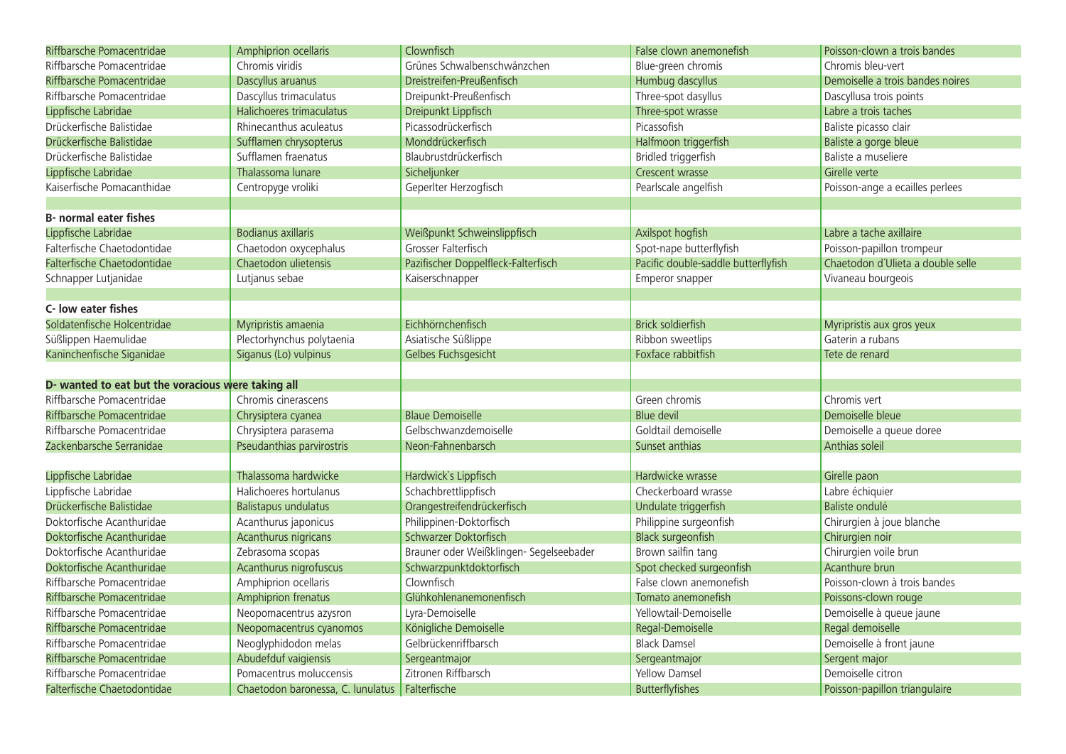| | | | | |
|---|---|---|---|---|
| Riffbarsche Pomacentridae | Amphiprion ocellaris | Clownfisch | False clown anemonefish | Poisson-clown a trois bandes |
| Riffbarsche Pomacentridae | Chromis viridis | Grünes Schwalbenschwänzchen | Blue-green chromis | Chromis bleu-vert |
| Riffbarsche Pomacentridae | Dascyllus aruanus | Dreistreifen-Preußenfisch | Humbug dascyllus | Demoiselle a trois bandes noires |
| Riffbarsche Pomacentridae | Dascyllus trimaculatus | Dreipunkt-Preußenfisch | Three-spot dasyllus | Dascyllusa trois points |
| Lippfische Labridae | Halichoeres trimaculatus | Dreipunkt Lippfisch | Three-spot wrasse | Labre a trois taches |
| Drückerfische Balistidae | Rhinecanthus aculeatus | Picassodrückerfisch | Picassofish | Baliste picasso clair |
| Drückerfische Balistidae | Sufflamen chrysopterus | Monddrückerfisch | Halfmoon triggerfish | Baliste a gorge bleue |
| Drückerfische Balistidae | Sufflamen fraenatus | Blaubrustdrückerfisch | Bridled triggerfish | Baliste a museliere |
| Lippfische Labridae | Thalassoma lunare | Sicheljunker | Crescent wrasse | Girelle verte |
| Kaiserfische Pomacanthidae | Centropyge vroliki | Geperlter Herzogfisch | Pearlscale angelfish | Poisson-ange a ecailles perlees |
| | | | | |
| **B- normal eater fishes** | | | | |
| Lippfische Labridae | Bodianus axillaris | Weißpunkt Schweinslippfisch | Axilspot hogfish | Labre a tache axillaire |
| Falterfische Chaetodontidae | Chaetodon oxycephalus | Grosser Falterfisch | Spot-nape butterflyfish | Poisson-papillon trompeur |
| Falterfische Chaetodontidae | Chaetodon ulietensis | Pazifischer Doppelfleck-Falterfisch | Pacific double-saddle butterflyfish | Chaetodon d´Ulieta a double selle |
| Schnapper Lutjanidae | Lutjanus sebae | Kaiserschnapper | Emperor snapper | Vivaneau bourgeois |
| | | | | |
| **C- low eater fishes** | | | | |
| Soldatenfische Holcentridae | Myripristis amaenia | Eichhörnchenfisch | Brick soldierfish | Myripristis aux gros yeux |
| Süßlippen Haemulidae | Plectorhynchus polytaenia | Asiatische Süßlippe | Ribbon sweetlips | Gaterin a rubans |
| Kaninchenfische Siganidae | Siganus (Lo) vulpinus | Gelbes Fuchsgesicht | Foxface rabbitfish | Tete de renard |
| | | | | |
| **D- wanted to eat but the voracious were taking all** | | | | |
| Riffbarsche Pomacentridae | Chromis cinerascens | | Green chromis | Chromis vert |
| Riffbarsche Pomacentridae | Chrysiptera cyanea | Blaue Demoiselle | Blue devil | Demoiselle bleue |
| Riffbarsche Pomacentridae | Chrysiptera parasema | Gelbschwanzdemoiselle | Goldtail demoiselle | Demoiselle a queue doree |
| Zackenbarsche Serranidae | Pseudanthias parvirostris | Neon-Fahnenbarsch | Sunset anthias | Anthias soleil |
| | | | | |
| Lippfische Labridae | Thalassoma hardwicke | Hardwick`s Lippfisch | Hardwicke wrasse | Girelle paon |
| Lippfische Labridae | Halichoeres hortulanus | Schachbrettlippfisch | Checkerboard wrasse | Labre échiquier |
| Drückerfische Balistidae | Balistapus undulatus | Orangestreifendrückerfisch | Undulate triggerfish | Baliste ondulé |
| Doktorfische Acanthuridae | Acanthurus japonicus | Philippinen-Doktorfisch | Philippine surgeonfish | Chirurgien à joue blanche |
| Doktorfische Acanthuridae | Acanthurus nigricans | Schwarzer Doktorfisch | Black surgeonfish | Chirurgien noir |
| Doktorfische Acanthuridae | Zebrasoma scopas | Brauner oder Weißklingen- Segelseebader | Brown sailfin tang | Chirurgien voile brun |
| Doktorfische Acanthuridae | Acanthurus nigrofuscus | Schwarzpunktdoktorfisch | Spot checked surgeonfish | Acanthure brun |
| Riffbarsche Pomacentridae | Amphiprion ocellaris | Clownfisch | False clown anemonefish | Poisson-clown à trois bandes |
| Riffbarsche Pomacentridae | Amphiprion frenatus | Glühkohlenanemonenfisch | Tomato anemonefish | Poissons-clown rouge |
| Riffbarsche Pomacentridae | Neopomacentrus azysron | Lyra-Demoiselle | Yellowtail-Demoiselle | Demoiselle à queue jaune |
| Riffbarsche Pomacentridae | Neopomacentrus cyanomos | Königliche Demoiselle | Regal-Demoiselle | Regal demoiselle |
| Riffbarsche Pomacentridae | Neoglyphidodon melas | Gelbrückenriffbarsch | Black Damsel | Demoiselle à front jaune |
| Riffbarsche Pomacentridae | Abudefduf vaigiensis | Sergeantmajor | Sergeantmajor | Sergent major |
| Riffbarsche Pomacentridae | Pomacentrus moluccensis | Zitronen Riffbarsch | Yellow Damsel | Demoiselle citron |
| Falterfische Chaetodontidae | Chaetodon baronessa, C. lunulatus | Falterfische | Butterflyfishes | Poisson-papillon triangulaire |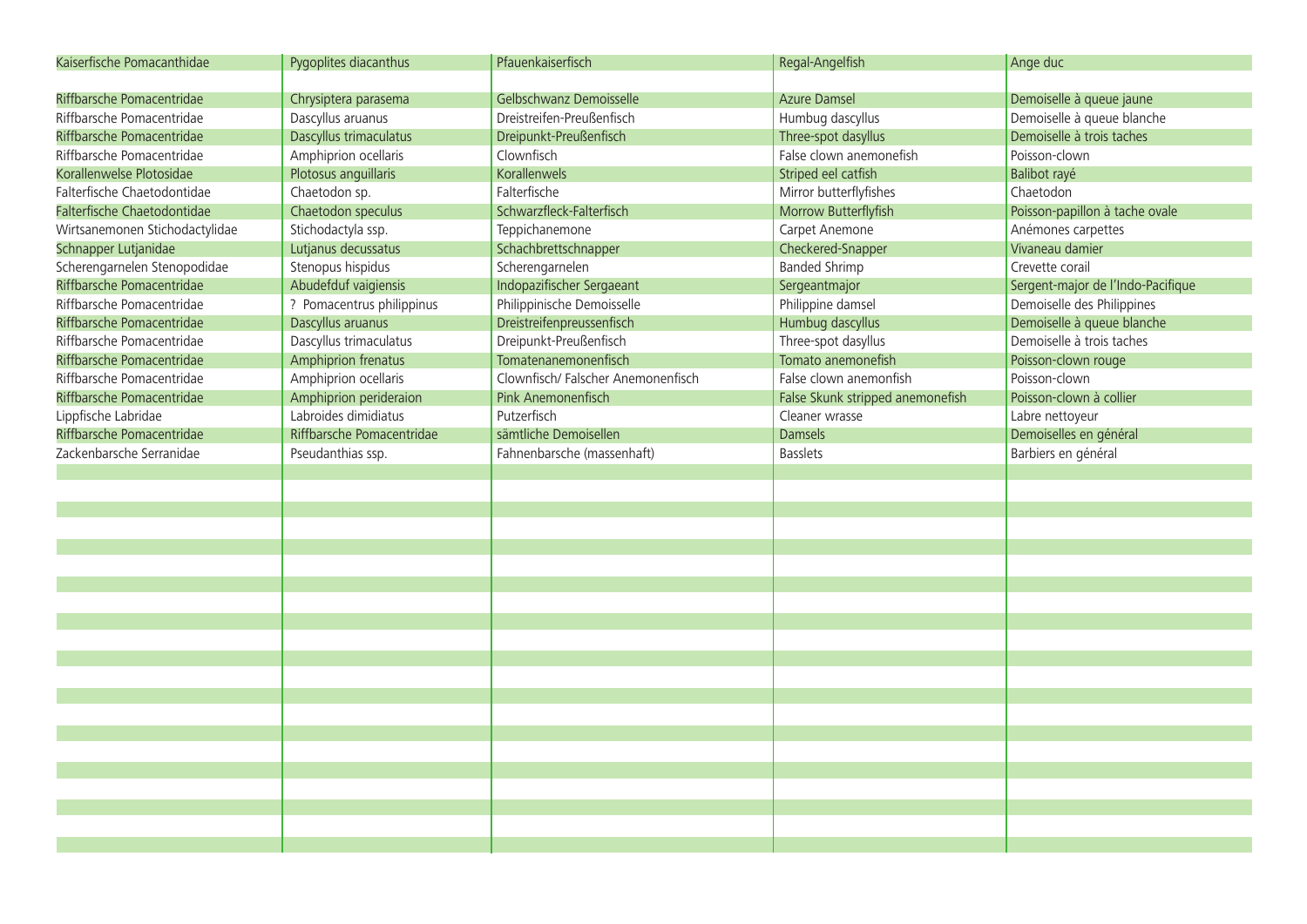| | | | | |
|---|---|---|---|---|
| Kaiserfische Pomacanthidae | Pygoplites diacanthus | Pfauenkaiserfisch | Regal-Angelfish | Ange duc |
| | | | | |
| Riffbarsche Pomacentridae | Chrysiptera parasema | Gelbschwanz Demoisselle | Azure Damsel | Demoiselle à queue jaune |
| Riffbarsche Pomacentridae | Dascyllus aruanus | Dreistreifen-Preußenfisch | Humbug dascyllus | Demoiselle à queue blanche |
| Riffbarsche Pomacentridae | Dascyllus trimaculatus | Dreipunkt-Preußenfisch | Three-spot dasyllus | Demoiselle à trois taches |
| Riffbarsche Pomacentridae | Amphiprion ocellaris | Clownfisch | False clown anemonefish | Poisson-clown |
| Korallenwelse Plotosidae | Plotosus anguillaris | Korallenwels | Striped eel catfish | Balibot rayé |
| Falterfische Chaetodontidae | Chaetodon sp. | Falterfische | Mirror butterflyfishes | Chaetodon |
| Falterfische Chaetodontidae | Chaetodon speculus | Schwarzfleck-Falterfisch | Morrow Butterflyfish | Poisson-papillon à tache ovale |
| Wirtsanemonen Stichodactylidae | Stichodactyla ssp. | Teppichanemone | Carpet Anemone | Anémones carpettes |
| Schnapper Lutjanidae | Lutjanus decussatus | Schachbrettschnapper | Checkered-Snapper | Vivaneau damier |
| Scherengarnelen Stenopodidae | Stenopus hispidus | Scherengarnelen | Banded Shrimp | Crevette corail |
| Riffbarsche Pomacentridae | Abudefduf vaigiensis | Indopazifischer Sergaeant | Sergeantmajor | Sergent-major de l'Indo-Pacifique |
| Riffbarsche Pomacentridae | ? Pomacentrus philippinus | Philippinische Demoisselle | Philippine damsel | Demoiselle des Philippines |
| Riffbarsche Pomacentridae | Dascyllus aruanus | Dreistreifenpreussenfisch | Humbug dascyllus | Demoiselle à queue blanche |
| Riffbarsche Pomacentridae | Dascyllus trimaculatus | Dreipunkt-Preußenfisch | Three-spot dasyllus | Demoiselle à trois taches |
| Riffbarsche Pomacentridae | Amphiprion frenatus | Tomatenanemonenfisch | Tomato anemonefish | Poisson-clown rouge |
| Riffbarsche Pomacentridae | Amphiprion ocellaris | Clownfisch/ Falscher Anemonenfisch | False clown anemonfish | Poisson-clown |
| Riffbarsche Pomacentridae | Amphiprion perideraion | Pink Anemonenfisch | False Skunk stripped anemonefish | Poisson-clown à collier |
| Lippfische Labridae | Labroides dimidiatus | Putzerfisch | Cleaner wrasse | Labre nettoyeur |
| Riffbarsche Pomacentridae | Riffbarsche Pomacentridae | sämtliche Demoisellen | Damsels | Demoiselles en général |
| Zackenbarsche Serranidae | Pseudanthias ssp. | Fahnenbarsche (massenhaft) | Basslets | Barbiers en général |